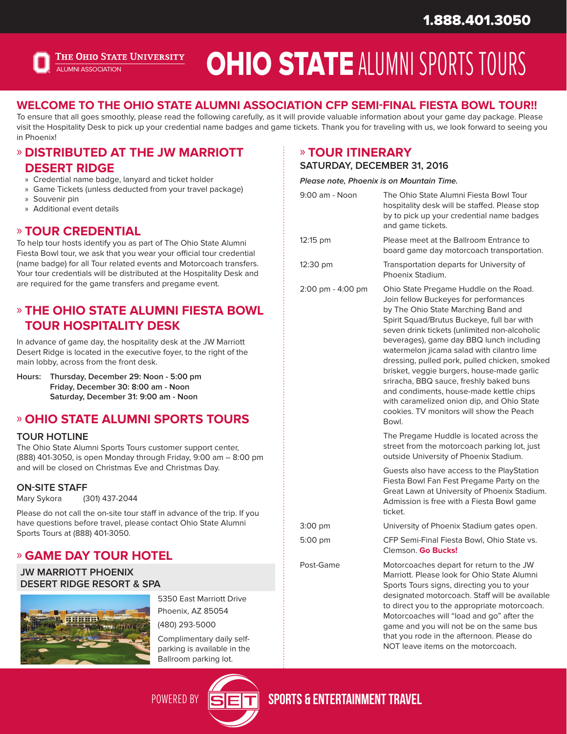1.888.401.3050

THE OHIO STATE UNIVERSITY
ALUMNI ASSOCIATION

# OHIO STATE ALUMNI SPORTS TOURS

## WELCOME TO THE OHIO STATE ALUMNI ASSOCIATION CFP SEMI-FINAL FIESTA BOWL TOUR!!

To ensure that all goes smoothly, please read the following carefully, as it will provide valuable information about your game day package. Please visit the Hospitality Desk to pick up your credential name badges and game tickets. Thank you for traveling with us, we look forward to seeing you in Phoenix!

## » DISTRIBUTED AT THE JW MARRIOTT DESERT RIDGE

- Credential name badge, lanyard and ticket holder
- Game Tickets (unless deducted from your travel package)
- Souvenir pin
- Additional event details

## » TOUR CREDENTIAL

To help tour hosts identify you as part of The Ohio State Alumni Fiesta Bowl tour, we ask that you wear your official tour credential (name badge) for all Tour related events and Motorcoach transfers. Your tour credentials will be distributed at the Hospitality Desk and are required for the game transfers and pregame event.

## » THE OHIO STATE ALUMNI FIESTA BOWL TOUR HOSPITALITY DESK

In advance of game day, the hospitality desk at the JW Marriott Desert Ridge is located in the executive foyer, to the right of the main lobby, across from the front desk.

Hours: **Thursday, December 29: Noon - 5:00 pm**
**Friday, December 30: 8:00 am - Noon**
**Saturday, December 31: 9:00 am - Noon**

## » OHIO STATE ALUMNI SPORTS TOURS

### TOUR HOTLINE

The Ohio State Alumni Sports Tours customer support center, (888) 401-3050, is open Monday through Friday, 9:00 am – 8:00 pm and will be closed on Christmas Eve and Christmas Day.

### ON-SITE STAFF

Mary Sykora (301) 437-2044

Please do not call the on-site tour staff in advance of the trip. If you have questions before travel, please contact Ohio State Alumni Sports Tours at (888) 401-3050.

## » GAME DAY TOUR HOTEL

### JW MARRIOTT PHOENIX DESERT RIDGE RESORT & SPA

5350 East Marriott Drive
Phoenix, AZ 85054
(480) 293-5000

Complimentary daily self-parking is available in the Ballroom parking lot.

## » TOUR ITINERARY

### SATURDAY, DECEMBER 31, 2016

***Please note, Phoenix is on Mountain Time.***

| | |
|---|---|
| 9:00 am - Noon | The Ohio State Alumni Fiesta Bowl Tour hospitality desk will be staffed. Please stop by to pick up your credential name badges and game tickets. |
| 12:15 pm | Please meet at the Ballroom Entrance to board game day motorcoach transportation. |
| 12:30 pm | Transportation departs for University of Phoenix Stadium. |
| 2:00 pm - 4:00 pm | Ohio State Pregame Huddle on the Road. Join fellow Buckeyes for performances by The Ohio State Marching Band and Spirit Squad/Brutus Buckeye, full bar with seven drink tickets (unlimited non-alcoholic beverages), game day BBQ lunch including watermelon jicama salad with cilantro lime dressing, pulled pork, pulled chicken, smoked brisket, veggie burgers, house-made garlic sriracha, BBQ sauce, freshly baked buns and condiments, house-made kettle chips with caramelized onion dip, and Ohio State cookies. TV monitors will show the Peach Bowl. |
| | The Pregame Huddle is located across the street from the motorcoach parking lot, just outside University of Phoenix Stadium. |
| | Guests also have access to the PlayStation Fiesta Bowl Fan Fest Pregame Party on the Great Lawn at University of Phoenix Stadium. Admission is free with a Fiesta Bowl game ticket. |
| 3:00 pm | University of Phoenix Stadium gates open. |
| 5:00 pm | CFP Semi-Final Fiesta Bowl, Ohio State vs. Clemson. **Go Bucks!** |
| Post-Game | Motorcoaches depart for return to the JW Marriott. Please look for Ohio State Alumni Sports Tours signs, directing you to your designated motorcoach. Staff will be available to direct you to the appropriate motorcoach. Motorcoaches will "load and go" after the game and you will not be on the same bus that you rode in the afternoon. Please do NOT leave items on the motorcoach. |

POWERED BY SET SPORTS & ENTERTAINMENT TRAVEL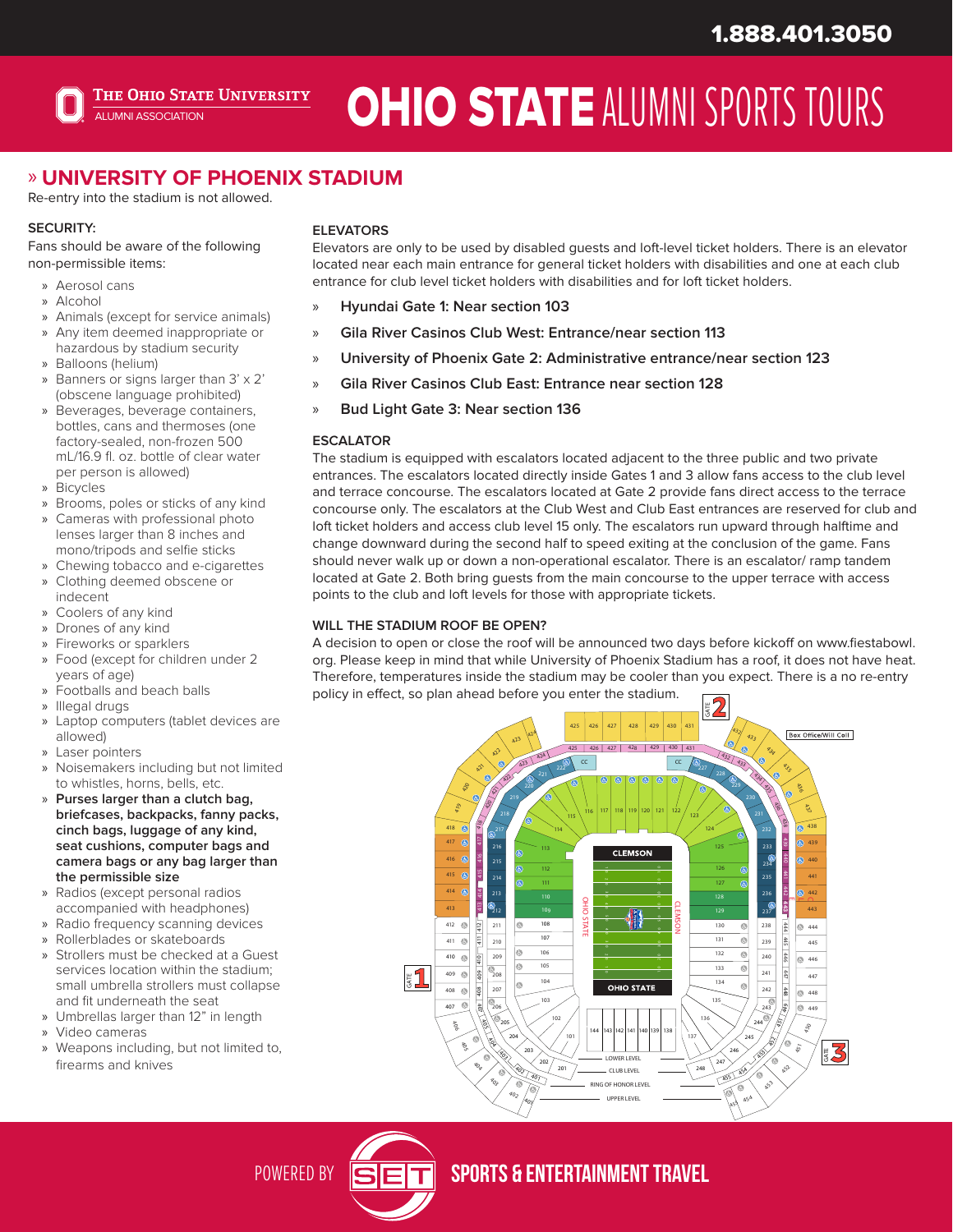1.888.401.3050

THE OHIO STATE UNIVERSITY ALUMNI ASSOCIATION

# OHIO STATE ALUMNI SPORTS TOURS

## » UNIVERSITY OF PHOENIX STADIUM

Re-entry into the stadium is not allowed.

### SECURITY:

Fans should be aware of the following non-permissible items:

- Aerosol cans
- Alcohol
- Animals (except for service animals)
- Any item deemed inappropriate or hazardous by stadium security
- Balloons (helium)
- Banners or signs larger than 3' x 2' (obscene language prohibited)
- Beverages, beverage containers, bottles, cans and thermoses (one factory-sealed, non-frozen 500 mL/16.9 fl. oz. bottle of clear water per person is allowed)
- Bicycles
- Brooms, poles or sticks of any kind
- Cameras with professional photo lenses larger than 8 inches and mono/tripods and selfie sticks
- Chewing tobacco and e-cigarettes
- Clothing deemed obscene or indecent
- Coolers of any kind
- Drones of any kind
- Fireworks or sparklers
- Food (except for children under 2 years of age)
- Footballs and beach balls
- Illegal drugs
- Laptop computers (tablet devices are allowed)
- Laser pointers
- Noisemakers including but not limited to whistles, horns, bells, etc.
- **Purses larger than a clutch bag, briefcases, backpacks, fanny packs, cinch bags, luggage of any kind, seat cushions, computer bags and camera bags or any bag larger than the permissible size**
- Radios (except personal radios accompanied with headphones)
- Radio frequency scanning devices
- Rollerblades or skateboards
- Strollers must be checked at a Guest services location within the stadium; small umbrella strollers must collapse and fit underneath the seat
- Umbrellas larger than 12" in length
- Video cameras
- Weapons including, but not limited to, firearms and knives

### ELEVATORS

Elevators are only to be used by disabled guests and loft-level ticket holders. There is an elevator located near each main entrance for general ticket holders with disabilities and one at each club entrance for club level ticket holders with disabilities and for loft ticket holders.

- **Hyundai Gate 1: Near section 103**
- **Gila River Casinos Club West: Entrance/near section 113**
- **University of Phoenix Gate 2: Administrative entrance/near section 123**
- **Gila River Casinos Club East: Entrance near section 128**
- **Bud Light Gate 3: Near section 136**

### ESCALATOR

The stadium is equipped with escalators located adjacent to the three public and two private entrances. The escalators located directly inside Gates 1 and 3 allow fans access to the club level and terrace concourse. The escalators located at Gate 2 provide fans direct access to the terrace concourse only. The escalators at the Club West and Club East entrances are reserved for club and loft ticket holders and access club level 15 only. The escalators run upward through halftime and change downward during the second half to speed exiting at the conclusion of the game. Fans should never walk up or down a non-operational escalator. There is an escalator/ ramp tandem located at Gate 2. Both bring guests from the main concourse to the upper terrace with access points to the club and loft levels for those with appropriate tickets.

### WILL THE STADIUM ROOF BE OPEN?

A decision to open or close the roof will be announced two days before kickoff on www.fiestabowl.org. Please keep in mind that while University of Phoenix Stadium has a roof, it does not have heat. Therefore, temperatures inside the stadium may be cooler than you expect. There is a no re-entry policy in effect, so plan ahead before you enter the stadium.

POWERED BY SET SPORTS & ENTERTAINMENT TRAVEL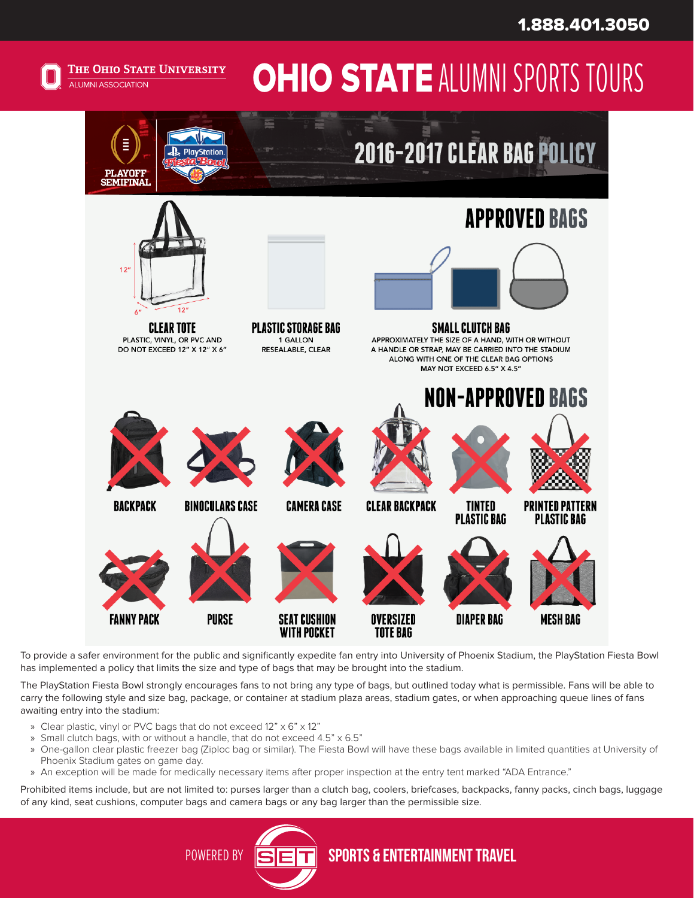1.888.401.3050

THE OHIO STATE UNIVERSITY
ALUMNI ASSOCIATION

# OHIO STATE ALUMNI SPORTS TOURS

PLAYOFF SEMIFINAL

PlayStation Fiesta Bowl

## 2016-2017 CLEAR BAG POLICY

### APPROVED BAGS

12"
6"
12"

**CLEAR TOTE**
PLASTIC, VINYL, OR PVC AND DO NOT EXCEED 12" X 12" X 6"

**PLASTIC STORAGE BAG**
1 GALLON
RESEALABLE, CLEAR

**SMALL CLUTCH BAG**
APPROXIMATELY THE SIZE OF A HAND, WITH OR WITHOUT A HANDLE OR STRAP, MAY BE CARRIED INTO THE STADIUM ALONG WITH ONE OF THE CLEAR BAG OPTIONS
MAY NOT EXCEED 6.5" X 4.5"

### NON-APPROVED BAGS

- BACKPACK
- BINOCULARS CASE
- CAMERA CASE
- CLEAR BACKPACK
- TINTED PLASTIC BAG
- PRINTED PATTERN PLASTIC BAG
- FANNY PACK
- PURSE
- SEAT CUSHION WITH POCKET
- OVERSIZED TOTE BAG
- DIAPER BAG
- MESH BAG

To provide a safer environment for the public and significantly expedite fan entry into University of Phoenix Stadium, the PlayStation Fiesta Bowl has implemented a policy that limits the size and type of bags that may be brought into the stadium.

The PlayStation Fiesta Bowl strongly encourages fans to not bring any type of bags, but outlined today what is permissible. Fans will be able to carry the following style and size bag, package, or container at stadium plaza areas, stadium gates, or when approaching queue lines of fans awaiting entry into the stadium:

- Clear plastic, vinyl or PVC bags that do not exceed 12" x 6" x 12"
- Small clutch bags, with or without a handle, that do not exceed 4.5" x 6.5"
- One-gallon clear plastic freezer bag (Ziploc bag or similar). The Fiesta Bowl will have these bags available in limited quantities at University of Phoenix Stadium gates on game day.
- An exception will be made for medically necessary items after proper inspection at the entry tent marked "ADA Entrance."

Prohibited items include, but are not limited to: purses larger than a clutch bag, coolers, briefcases, backpacks, fanny packs, cinch bags, luggage of any kind, seat cushions, computer bags and camera bags or any bag larger than the permissible size.

POWERED BY SET SPORTS & ENTERTAINMENT TRAVEL